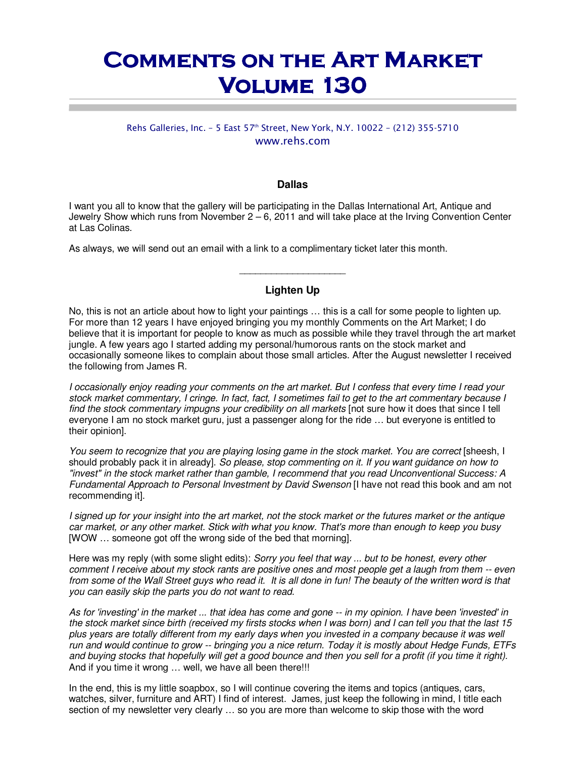# Comments on the Art Market Volume 130

Rehs Galleries, Inc. – 5 East 57th Street, New York, N.Y. 10022 – (212) 355-5710
www.rehs.com

### Dallas

I want you all to know that the gallery will be participating in the Dallas International Art, Antique and Jewelry Show which runs from November 2 – 6, 2011 and will take place at the Irving Convention Center at Las Colinas.

As always, we will send out an email with a link to a complimentary ticket later this month.

\_\_\_\_\_\_\_\_\_\_\_\_\_\_\_\_\_\_\_\_

### Lighten Up

No, this is not an article about how to light your paintings … this is a call for some people to lighten up. For more than 12 years I have enjoyed bringing you my monthly Comments on the Art Market; I do believe that it is important for people to know as much as possible while they travel through the art market jungle. A few years ago I started adding my personal/humorous rants on the stock market and occasionally someone likes to complain about those small articles. After the August newsletter I received the following from James R.

*I occasionally enjoy reading your comments on the art market. But I confess that every time I read your stock market commentary, I cringe. In fact, fact, I sometimes fail to get to the art commentary because I find the stock commentary impugns your credibility on all markets* [not sure how it does that since I tell everyone I am no stock market guru, just a passenger along for the ride … but everyone is entitled to their opinion].

*You seem to recognize that you are playing losing game in the stock market. You are correct* [sheesh, I should probably pack it in already]. *So please, stop commenting on it. If you want guidance on how to "invest" in the stock market rather than gamble, I recommend that you read Unconventional Success: A Fundamental Approach to Personal Investment by David Swenson* [I have not read this book and am not recommending it].

*I signed up for your insight into the art market, not the stock market or the futures market or the antique car market, or any other market. Stick with what you know. That's more than enough to keep you busy* [WOW … someone got off the wrong side of the bed that morning].

Here was my reply (with some slight edits): *Sorry you feel that way ... but to be honest, every other comment I receive about my stock rants are positive ones and most people get a laugh from them -- even from some of the Wall Street guys who read it. It is all done in fun! The beauty of the written word is that you can easily skip the parts you do not want to read.*

*As for 'investing' in the market ... that idea has come and gone -- in my opinion. I have been 'invested' in the stock market since birth (received my firsts stocks when I was born) and I can tell you that the last 15 plus years are totally different from my early days when you invested in a company because it was well run and would continue to grow -- bringing you a nice return. Today it is mostly about Hedge Funds, ETFs and buying stocks that hopefully will get a good bounce and then you sell for a profit (if you time it right).* And if you time it wrong … well, we have all been there!!!

In the end, this is my little soapbox, so I will continue covering the items and topics (antiques, cars, watches, silver, furniture and ART) I find of interest. James, just keep the following in mind, I title each section of my newsletter very clearly … so you are more than welcome to skip those with the word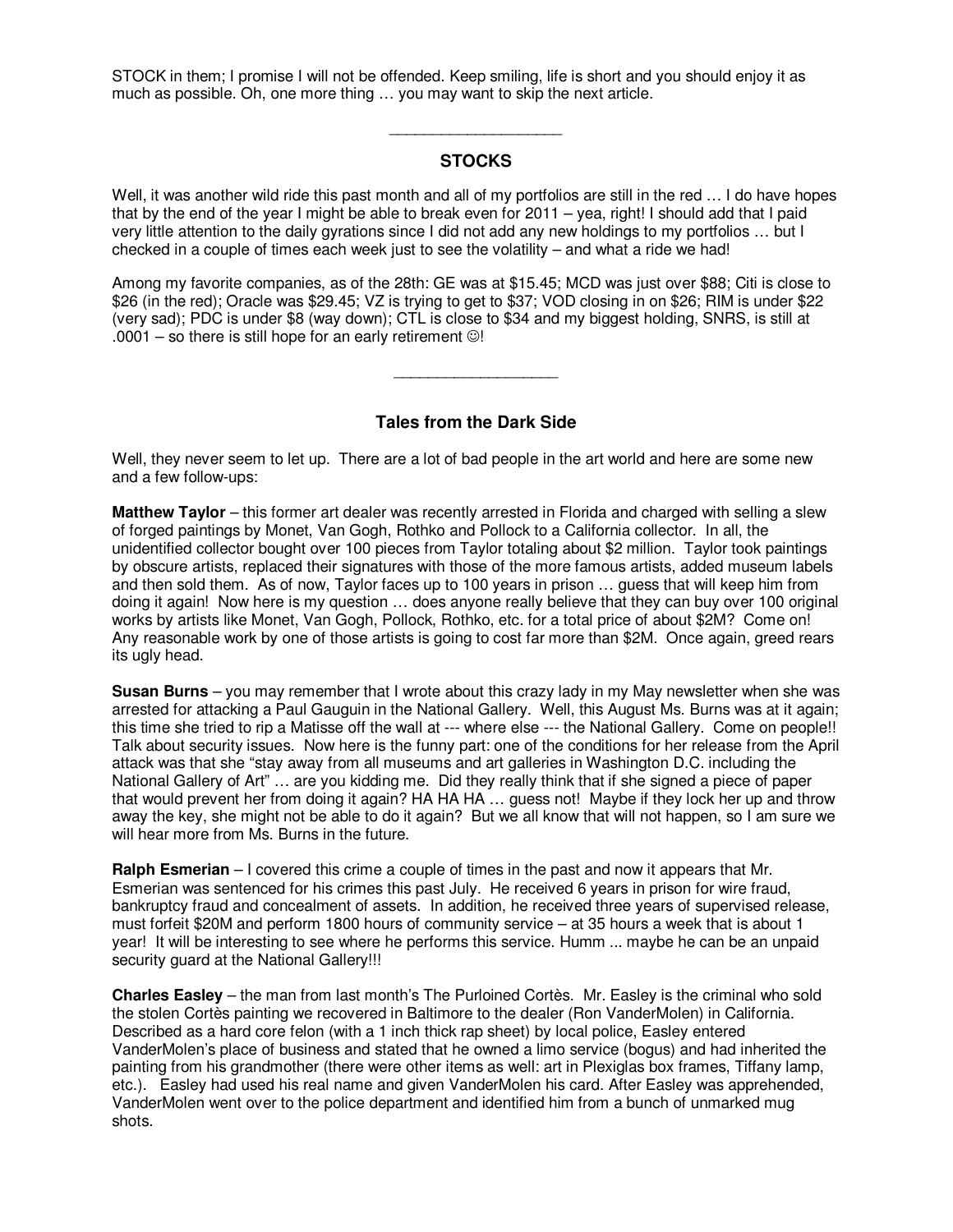STOCK in them; I promise I will not be offended. Keep smiling, life is short and you should enjoy it as much as possible. Oh, one more thing … you may want to skip the next article.

---

## STOCKS

Well, it was another wild ride this past month and all of my portfolios are still in the red … I do have hopes that by the end of the year I might be able to break even for 2011 – yea, right! I should add that I paid very little attention to the daily gyrations since I did not add any new holdings to my portfolios … but I checked in a couple of times each week just to see the volatility – and what a ride we had!

Among my favorite companies, as of the 28th: GE was at $15.45; MCD was just over $88; Citi is close to $26 (in the red); Oracle was $29.45; VZ is trying to get to $37; VOD closing in on $26; RIM is under $22 (very sad); PDC is under $8 (way down); CTL is close to $34 and my biggest holding, SNRS, is still at .0001 – so there is still hope for an early retirement ☺!

---

## Tales from the Dark Side

Well, they never seem to let up. There are a lot of bad people in the art world and here are some new and a few follow-ups:

**Matthew Taylor** – this former art dealer was recently arrested in Florida and charged with selling a slew of forged paintings by Monet, Van Gogh, Rothko and Pollock to a California collector. In all, the unidentified collector bought over 100 pieces from Taylor totaling about $2 million. Taylor took paintings by obscure artists, replaced their signatures with those of the more famous artists, added museum labels and then sold them. As of now, Taylor faces up to 100 years in prison … guess that will keep him from doing it again! Now here is my question … does anyone really believe that they can buy over 100 original works by artists like Monet, Van Gogh, Pollock, Rothko, etc. for a total price of about $2M? Come on! Any reasonable work by one of those artists is going to cost far more than $2M. Once again, greed rears its ugly head.

**Susan Burns** – you may remember that I wrote about this crazy lady in my May newsletter when she was arrested for attacking a Paul Gauguin in the National Gallery. Well, this August Ms. Burns was at it again; this time she tried to rip a Matisse off the wall at --- where else --- the National Gallery. Come on people!! Talk about security issues. Now here is the funny part: one of the conditions for her release from the April attack was that she "stay away from all museums and art galleries in Washington D.C. including the National Gallery of Art" … are you kidding me. Did they really think that if she signed a piece of paper that would prevent her from doing it again? HA HA HA … guess not! Maybe if they lock her up and throw away the key, she might not be able to do it again? But we all know that will not happen, so I am sure we will hear more from Ms. Burns in the future.

**Ralph Esmerian** – I covered this crime a couple of times in the past and now it appears that Mr. Esmerian was sentenced for his crimes this past July. He received 6 years in prison for wire fraud, bankruptcy fraud and concealment of assets. In addition, he received three years of supervised release, must forfeit $20M and perform 1800 hours of community service – at 35 hours a week that is about 1 year! It will be interesting to see where he performs this service. Humm ... maybe he can be an unpaid security guard at the National Gallery!!!

**Charles Easley** – the man from last month's The Purloined Cortès. Mr. Easley is the criminal who sold the stolen Cortès painting we recovered in Baltimore to the dealer (Ron VanderMolen) in California. Described as a hard core felon (with a 1 inch thick rap sheet) by local police, Easley entered VanderMolen's place of business and stated that he owned a limo service (bogus) and had inherited the painting from his grandmother (there were other items as well: art in Plexiglas box frames, Tiffany lamp, etc.). Easley had used his real name and given VanderMolen his card. After Easley was apprehended, VanderMolen went over to the police department and identified him from a bunch of unmarked mug shots.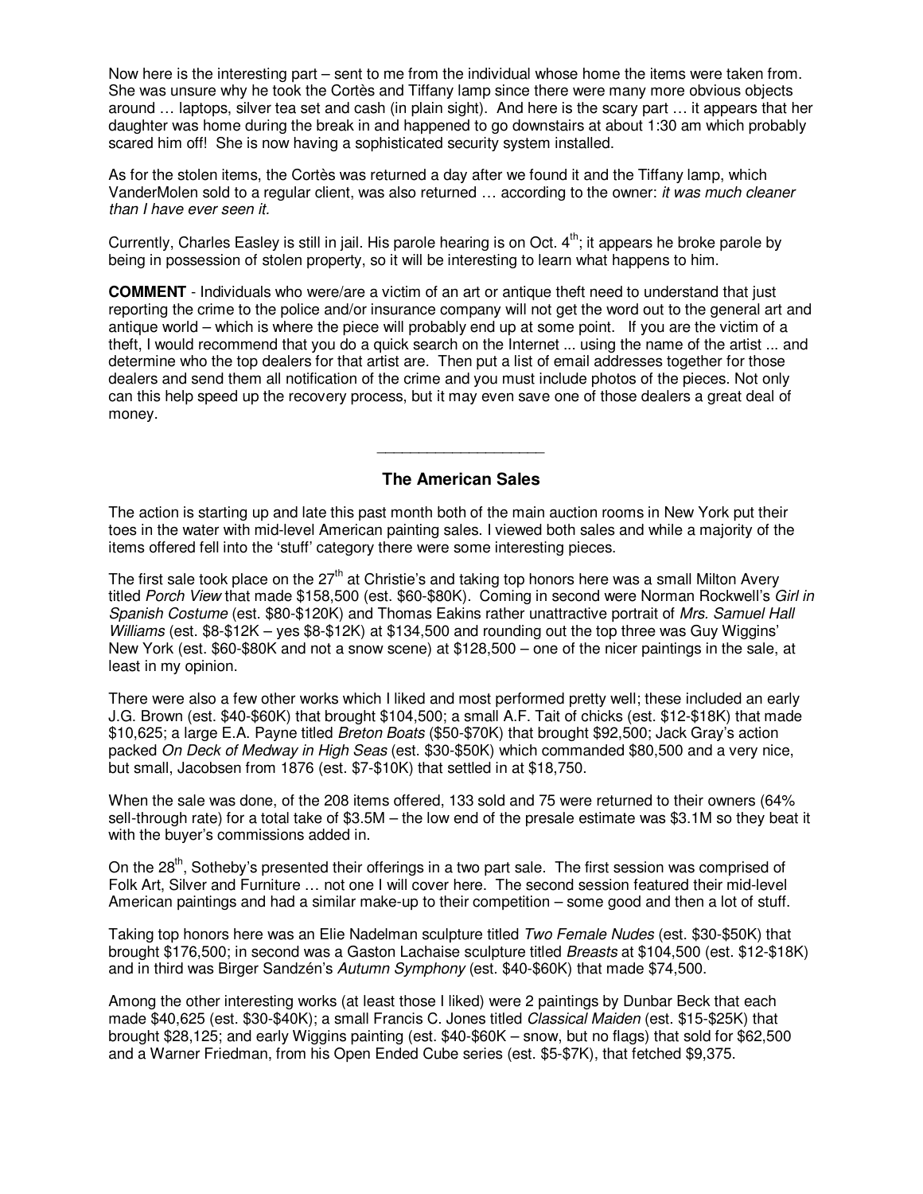Now here is the interesting part – sent to me from the individual whose home the items were taken from. She was unsure why he took the Cortès and Tiffany lamp since there were many more obvious objects around … laptops, silver tea set and cash (in plain sight). And here is the scary part … it appears that her daughter was home during the break in and happened to go downstairs at about 1:30 am which probably scared him off! She is now having a sophisticated security system installed.

As for the stolen items, the Cortès was returned a day after we found it and the Tiffany lamp, which VanderMolen sold to a regular client, was also returned … according to the owner: *it was much cleaner than I have ever seen it.*

Currently, Charles Easley is still in jail. His parole hearing is on Oct. 4th; it appears he broke parole by being in possession of stolen property, so it will be interesting to learn what happens to him.

**COMMENT** - Individuals who were/are a victim of an art or antique theft need to understand that just reporting the crime to the police and/or insurance company will not get the word out to the general art and antique world – which is where the piece will probably end up at some point. If you are the victim of a theft, I would recommend that you do a quick search on the Internet ... using the name of the artist ... and determine who the top dealers for that artist are. Then put a list of email addresses together for those dealers and send them all notification of the crime and you must include photos of the pieces. Not only can this help speed up the recovery process, but it may even save one of those dealers a great deal of money.

---

## The American Sales

The action is starting up and late this past month both of the main auction rooms in New York put their toes in the water with mid-level American painting sales. I viewed both sales and while a majority of the items offered fell into the 'stuff' category there were some interesting pieces.

The first sale took place on the 27th at Christie's and taking top honors here was a small Milton Avery titled *Porch View* that made $158,500 (est. $60-$80K). Coming in second were Norman Rockwell's *Girl in Spanish Costume* (est. $80-$120K) and Thomas Eakins rather unattractive portrait of *Mrs. Samuel Hall Williams* (est. $8-$12K – yes $8-$12K) at $134,500 and rounding out the top three was Guy Wiggins' New York (est. $60-$80K and not a snow scene) at $128,500 – one of the nicer paintings in the sale, at least in my opinion.

There were also a few other works which I liked and most performed pretty well; these included an early J.G. Brown (est. $40-$60K) that brought $104,500; a small A.F. Tait of chicks (est. $12-$18K) that made $10,625; a large E.A. Payne titled *Breton Boats* ($50-$70K) that brought $92,500; Jack Gray's action packed *On Deck of Medway in High Seas* (est. $30-$50K) which commanded $80,500 and a very nice, but small, Jacobsen from 1876 (est. $7-$10K) that settled in at $18,750.

When the sale was done, of the 208 items offered, 133 sold and 75 were returned to their owners (64% sell-through rate) for a total take of $3.5M – the low end of the presale estimate was $3.1M so they beat it with the buyer's commissions added in.

On the 28th, Sotheby's presented their offerings in a two part sale. The first session was comprised of Folk Art, Silver and Furniture … not one I will cover here. The second session featured their mid-level American paintings and had a similar make-up to their competition – some good and then a lot of stuff.

Taking top honors here was an Elie Nadelman sculpture titled *Two Female Nudes* (est. $30-$50K) that brought $176,500; in second was a Gaston Lachaise sculpture titled *Breasts* at $104,500 (est. $12-$18K) and in third was Birger Sandzén's *Autumn Symphony* (est. $40-$60K) that made $74,500.

Among the other interesting works (at least those I liked) were 2 paintings by Dunbar Beck that each made $40,625 (est. $30-$40K); a small Francis C. Jones titled *Classical Maiden* (est. $15-$25K) that brought $28,125; and early Wiggins painting (est. $40-$60K – snow, but no flags) that sold for $62,500 and a Warner Friedman, from his Open Ended Cube series (est. $5-$7K), that fetched $9,375.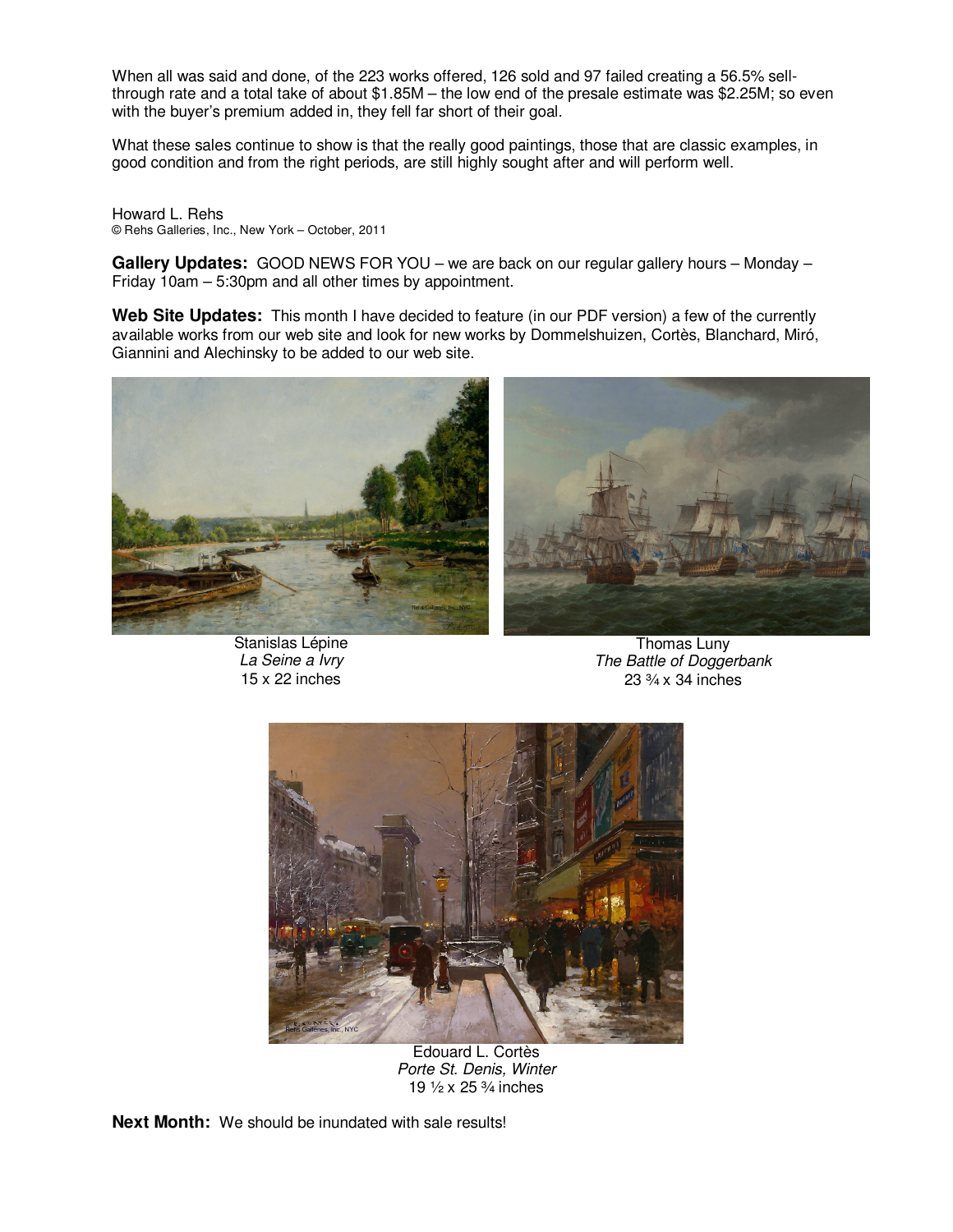When all was said and done, of the 223 works offered, 126 sold and 97 failed creating a 56.5% sell-through rate and a total take of about $1.85M – the low end of the presale estimate was $2.25M; so even with the buyer's premium added in, they fell far short of their goal.

What these sales continue to show is that the really good paintings, those that are classic examples, in good condition and from the right periods, are still highly sought after and will perform well.

Howard L. Rehs
© Rehs Galleries, Inc., New York – October, 2011

**Gallery Updates:** GOOD NEWS FOR YOU – we are back on our regular gallery hours – Monday – Friday 10am – 5:30pm and all other times by appointment.

**Web Site Updates:** This month I have decided to feature (in our PDF version) a few of the currently available works from our web site and look for new works by Dommelshuizen, Cortès, Blanchard, Miró, Giannini and Alechinsky to be added to our web site.

Stanislas Lépine
*La Seine a Ivry*
15 x 22 inches

Thomas Luny
*The Battle of Doggerbank*
23 ¾ x 34 inches

Edouard L. Cortès
*Porte St. Denis, Winter*
19 ½ x 25 ¾ inches

**Next Month:** We should be inundated with sale results!